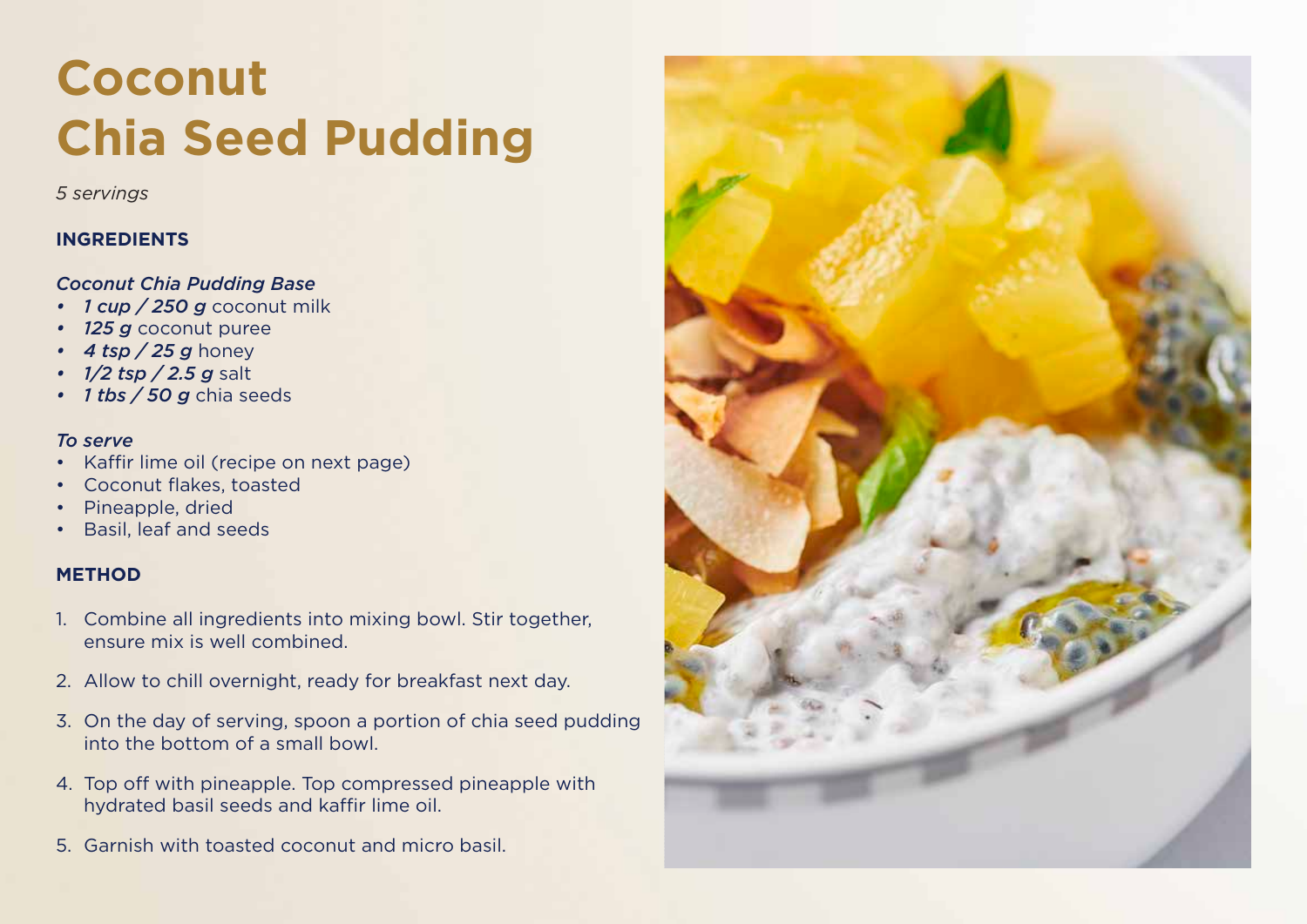# Coconut Chia Seed Pudding

*5 servings*

## INGREDIENTS

### *Coconut Chia Pudding Base*

- ***1 cup / 250 g*** coconut milk
- ***125 g*** coconut puree
- ***4 tsp / 25 g*** honey
- ***1/2 tsp / 2.5 g*** salt
- ***1 tbs / 50 g*** chia seeds

### *To serve*

- Kaffir lime oil (recipe on next page)
- Coconut flakes, toasted
- Pineapple, dried
- Basil, leaf and seeds

## METHOD

1. Combine all ingredients into mixing bowl. Stir together, ensure mix is well combined.
2. Allow to chill overnight, ready for breakfast next day.
3. On the day of serving, spoon a portion of chia seed pudding into the bottom of a small bowl.
4. Top off with pineapple. Top compressed pineapple with hydrated basil seeds and kaffir lime oil.
5. Garnish with toasted coconut and micro basil.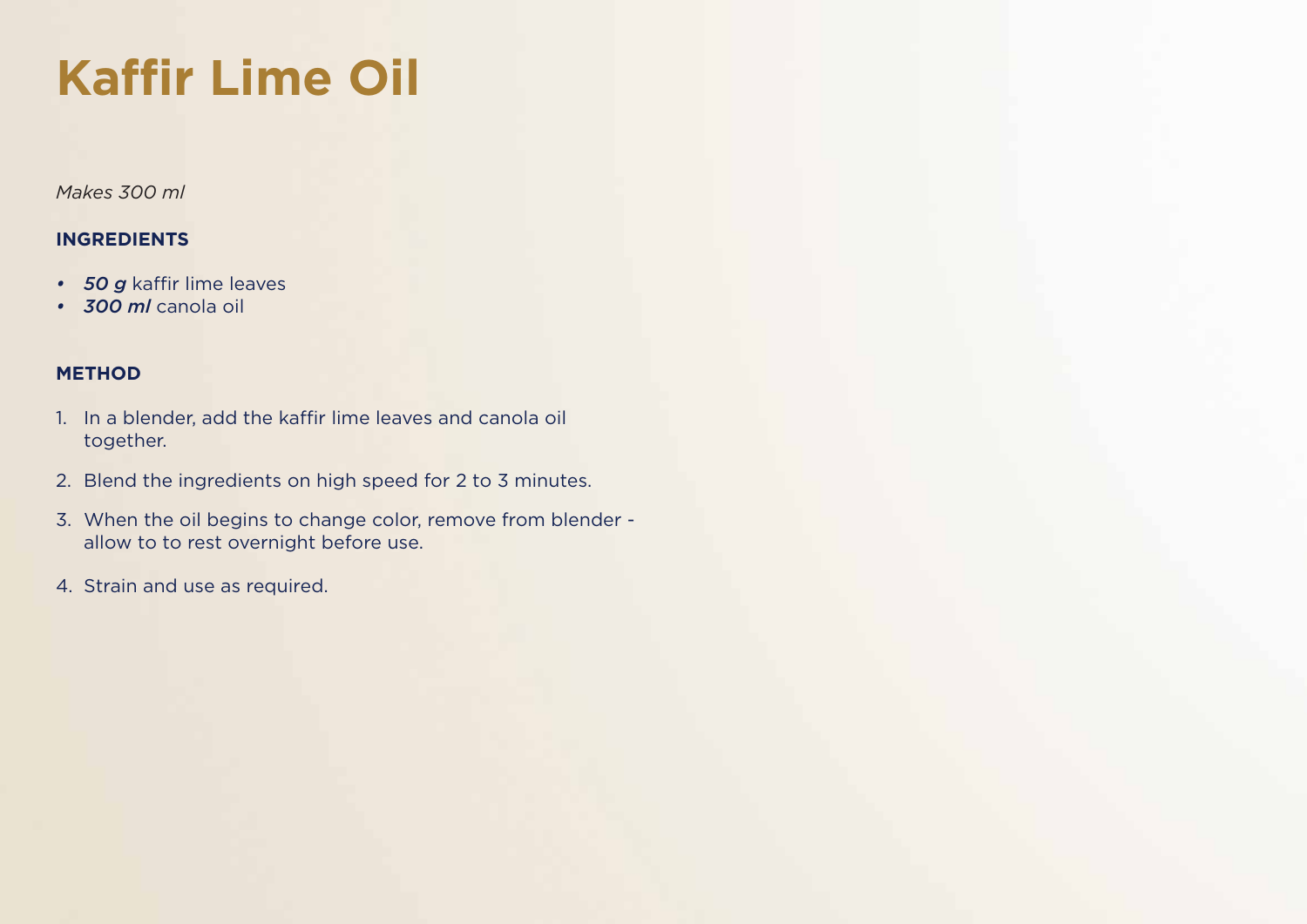# Kaffir Lime Oil

*Makes 300 ml*

**INGREDIENTS**

- ***50 g*** kaffir lime leaves
- ***300 ml*** canola oil

**METHOD**

1. In a blender, add the kaffir lime leaves and canola oil together.
2. Blend the ingredients on high speed for 2 to 3 minutes.
3. When the oil begins to change color, remove from blender - allow to to rest overnight before use.
4. Strain and use as required.